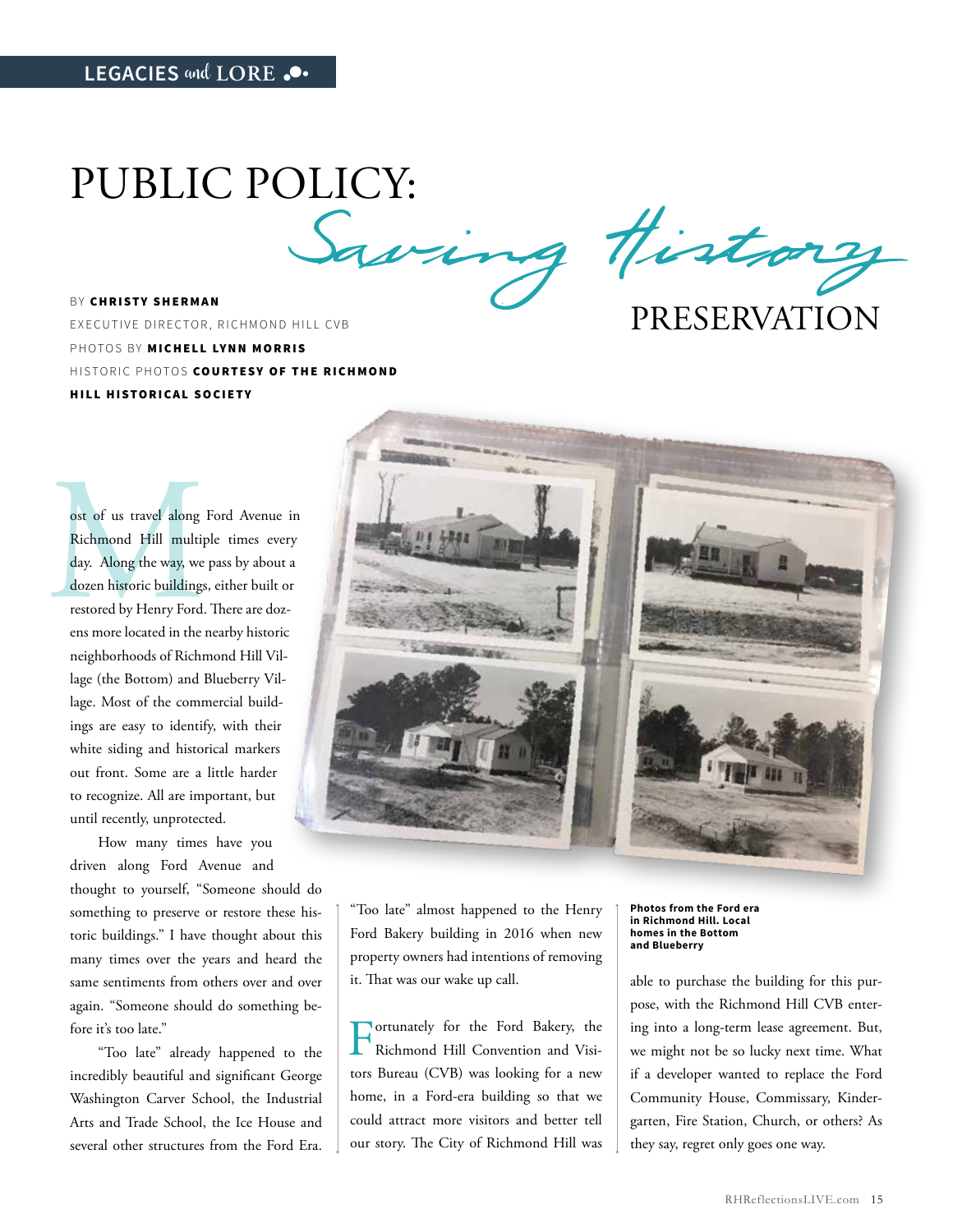LEGACIES and LORE

# PUBLIC POLICY: *Saving History* PRESERVATION

BY **CHRISTY SHERMAN**
EXECUTIVE DIRECTOR, RICHMOND HILL CVB
PHOTOS BY **MICHELL LYNN MORRIS**
HISTORIC PHOTOS **COURTESY OF THE RICHMOND HILL HISTORICAL SOCIETY**

Most of us travel along Ford Avenue in Richmond Hill multiple times every day. Along the way, we pass by about a dozen historic buildings, either built or restored by Henry Ford. There are dozens more located in the nearby historic neighborhoods of Richmond Hill Village (the Bottom) and Blueberry Village. Most of the commercial buildings are easy to identify, with their white siding and historical markers out front. Some are a little harder to recognize. All are important, but until recently, unprotected.

How many times have you driven along Ford Avenue and thought to yourself, "Someone should do something to preserve or restore these historic buildings." I have thought about this many times over the years and heard the same sentiments from others over and over again. "Someone should do something before it's too late."

"Too late" already happened to the incredibly beautiful and significant George Washington Carver School, the Industrial Arts and Trade School, the Ice House and several other structures from the Ford Era.

"Too late" almost happened to the Henry Ford Bakery building in 2016 when new property owners had intentions of removing it. That was our wake up call.

Fortunately for the Ford Bakery, the Richmond Hill Convention and Visitors Bureau (CVB) was looking for a new home, in a Ford-era building so that we could attract more visitors and better tell our story. The City of Richmond Hill was able to purchase the building for this purpose, with the Richmond Hill CVB entering into a long-term lease agreement. But, we might not be so lucky next time. What if a developer wanted to replace the Ford Community House, Commissary, Kindergarten, Fire Station, Church, or others? As they say, regret only goes one way.

**Photos from the Ford era in Richmond Hill. Local homes in the Bottom and Blueberry**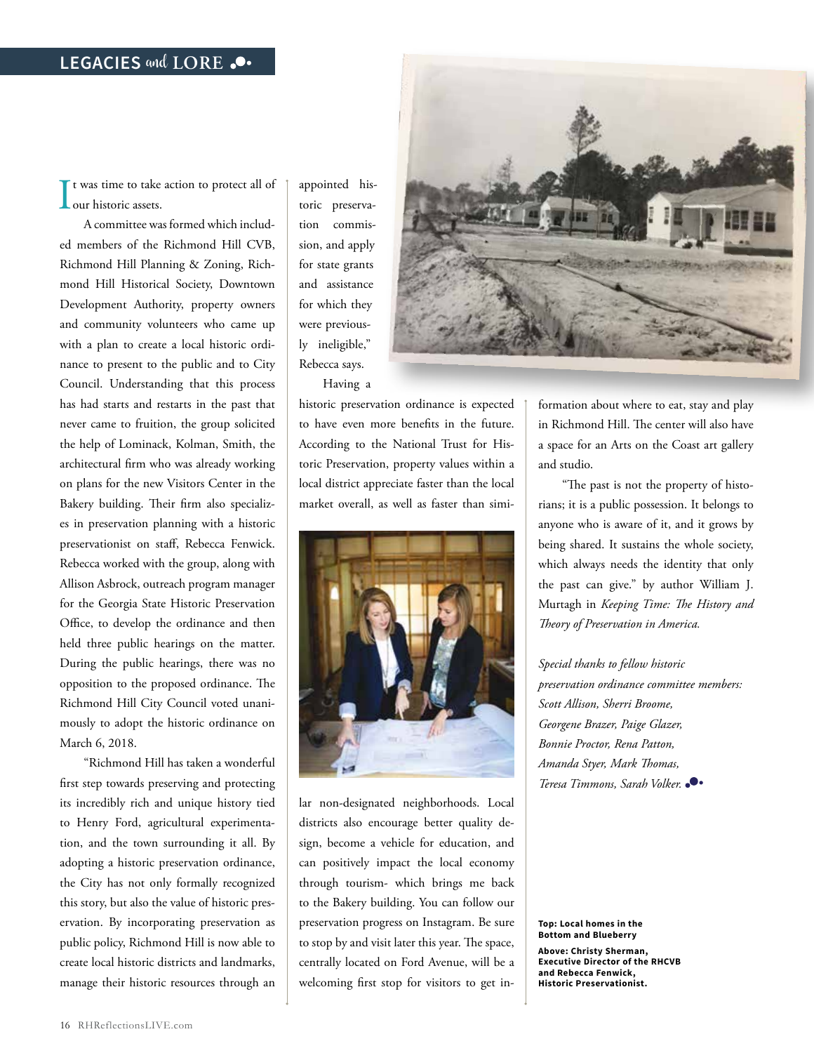It was time to take action to protect all of our historic assets.

A committee was formed which included members of the Richmond Hill CVB, Richmond Hill Planning & Zoning, Richmond Hill Historical Society, Downtown Development Authority, property owners and community volunteers who came up with a plan to create a local historic ordinance to present to the public and to City Council. Understanding that this process has had starts and restarts in the past that never came to fruition, the group solicited the help of Lominack, Kolman, Smith, the architectural firm who was already working on plans for the new Visitors Center in the Bakery building. Their firm also specializes in preservation planning with a historic preservationist on staff, Rebecca Fenwick. Rebecca worked with the group, along with Allison Asbrock, outreach program manager for the Georgia State Historic Preservation Office, to develop the ordinance and then held three public hearings on the matter. During the public hearings, there was no opposition to the proposed ordinance. The Richmond Hill City Council voted unanimously to adopt the historic ordinance on March 6, 2018.

"Richmond Hill has taken a wonderful first step towards preserving and protecting its incredibly rich and unique history tied to Henry Ford, agricultural experimentation, and the town surrounding it all. By adopting a historic preservation ordinance, the City has not only formally recognized this story, but also the value of historic preservation. By incorporating preservation as public policy, Richmond Hill is now able to create local historic districts and landmarks, manage their historic resources through an appointed historic preservation commission, and apply for state grants and assistance for which they were previously ineligible," Rebecca says.

Having a historic preservation ordinance is expected to have even more benefits in the future. According to the National Trust for Historic Preservation, property values within a local district appreciate faster than the local market overall, as well as faster than similar non-designated neighborhoods. Local districts also encourage better quality design, become a vehicle for education, and can positively impact the local economy through tourism- which brings me back to the Bakery building. You can follow our preservation progress on Instagram. Be sure to stop by and visit later this year. The space, centrally located on Ford Avenue, will be a welcoming first stop for visitors to get information about where to eat, stay and play in Richmond Hill. The center will also have a space for an Arts on the Coast art gallery and studio.

"The past is not the property of historians; it is a public possession. It belongs to anyone who is aware of it, and it grows by being shared. It sustains the whole society, which always needs the identity that only the past can give." by author William J. Murtagh in *Keeping Time: The History and Theory of Preservation in America.*

*Special thanks to fellow historic preservation ordinance committee members: Scott Allison, Sherri Broome, Georgene Brazer, Paige Glazer, Bonnie Proctor, Rena Patton, Amanda Styer, Mark Thomas, Teresa Timmons, Sarah Volker.*

**Top: Local homes in the Bottom and Blueberry**

**Above: Christy Sherman, Executive Director of the RHCVB and Rebecca Fenwick, Historic Preservationist.**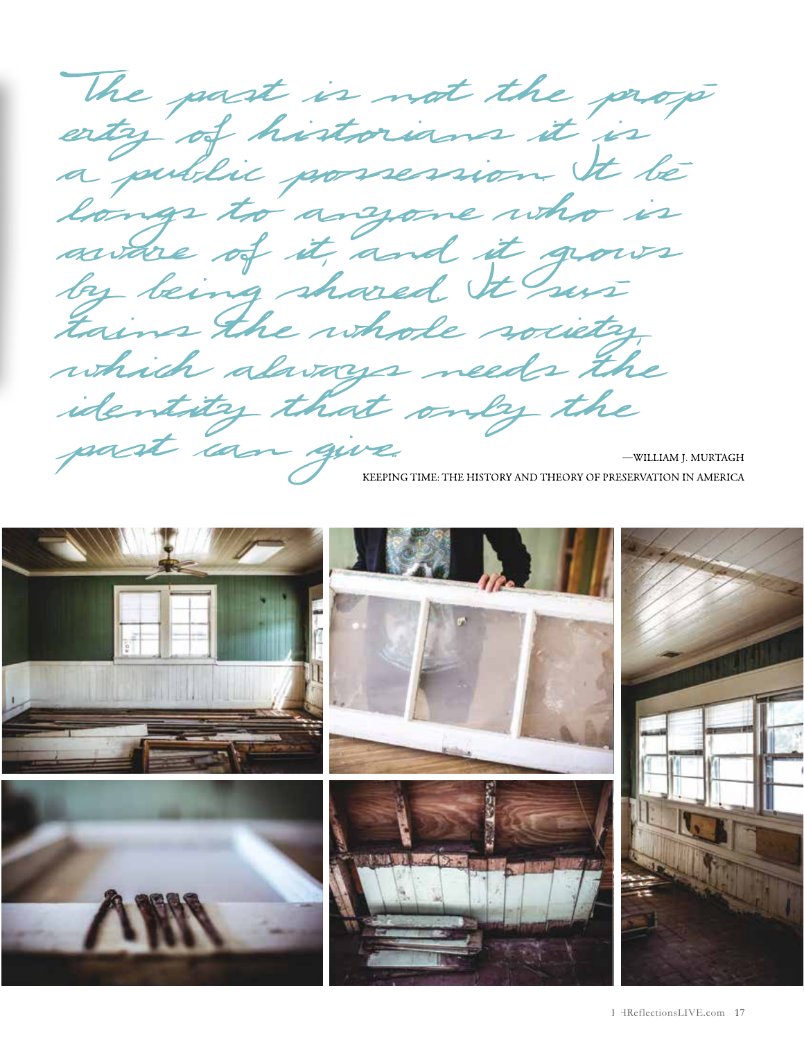"The past is not the property of historians it is a public possession. It belongs to anyone who is aware of it, and it grows by being shared. It sustains the whole society, which always needs the identity that only the past can give.

—WILLIAM J. MURTAGH

KEEPING TIME: THE HISTORY AND THEORY OF PRESERVATION IN AMERICA